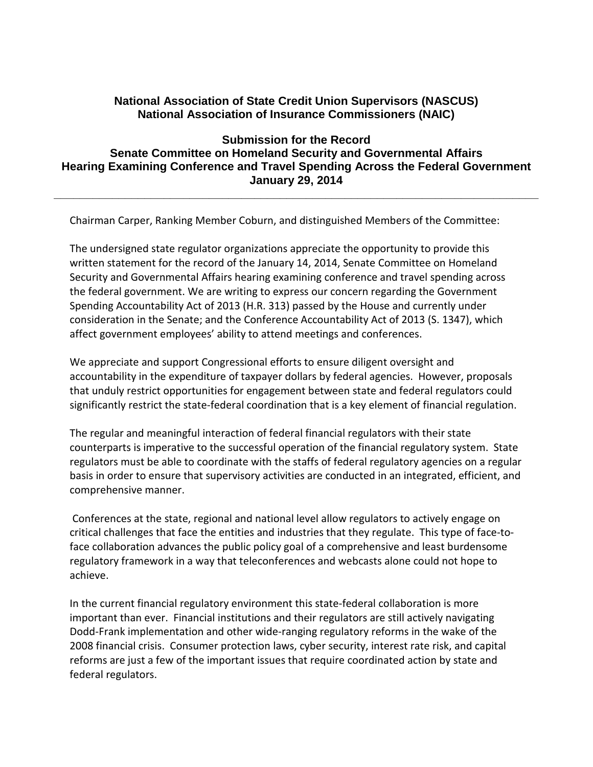**National Association of State Credit Union Supervisors (NASCUS)**
**National Association of Insurance Commissioners (NAIC)**

**Submission for the Record**
**Senate Committee on Homeland Security and Governmental Affairs**
**Hearing Examining Conference and Travel Spending Across the Federal Government**
**January 29, 2014**

---

Chairman Carper, Ranking Member Coburn, and distinguished Members of the Committee:

The undersigned state regulator organizations appreciate the opportunity to provide this written statement for the record of the January 14, 2014, Senate Committee on Homeland Security and Governmental Affairs hearing examining conference and travel spending across the federal government. We are writing to express our concern regarding the Government Spending Accountability Act of 2013 (H.R. 313) passed by the House and currently under consideration in the Senate; and the Conference Accountability Act of 2013 (S. 1347), which affect government employees' ability to attend meetings and conferences.

We appreciate and support Congressional efforts to ensure diligent oversight and accountability in the expenditure of taxpayer dollars by federal agencies. However, proposals that unduly restrict opportunities for engagement between state and federal regulators could significantly restrict the state-federal coordination that is a key element of financial regulation.

The regular and meaningful interaction of federal financial regulators with their state counterparts is imperative to the successful operation of the financial regulatory system. State regulators must be able to coordinate with the staffs of federal regulatory agencies on a regular basis in order to ensure that supervisory activities are conducted in an integrated, efficient, and comprehensive manner.

Conferences at the state, regional and national level allow regulators to actively engage on critical challenges that face the entities and industries that they regulate. This type of face-to-face collaboration advances the public policy goal of a comprehensive and least burdensome regulatory framework in a way that teleconferences and webcasts alone could not hope to achieve.

In the current financial regulatory environment this state-federal collaboration is more important than ever. Financial institutions and their regulators are still actively navigating Dodd-Frank implementation and other wide-ranging regulatory reforms in the wake of the 2008 financial crisis. Consumer protection laws, cyber security, interest rate risk, and capital reforms are just a few of the important issues that require coordinated action by state and federal regulators.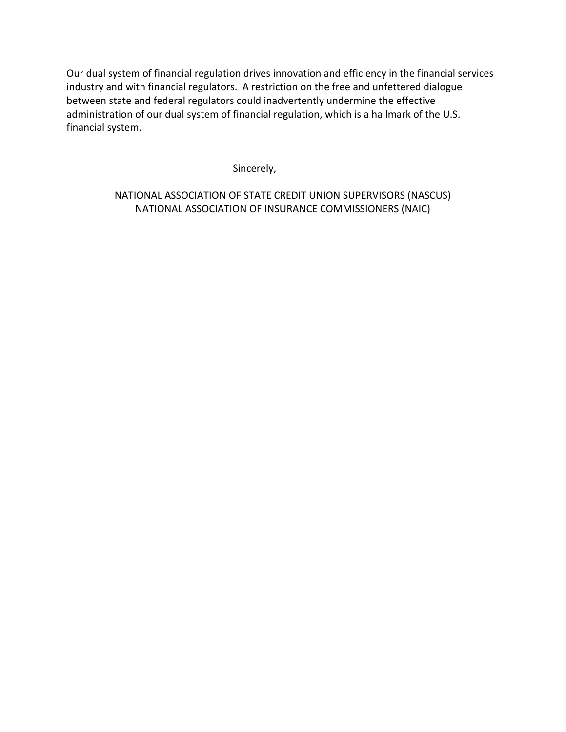Our dual system of financial regulation drives innovation and efficiency in the financial services industry and with financial regulators. A restriction on the free and unfettered dialogue between state and federal regulators could inadvertently undermine the effective administration of our dual system of financial regulation, which is a hallmark of the U.S. financial system.

Sincerely,

NATIONAL ASSOCIATION OF STATE CREDIT UNION SUPERVISORS (NASCUS)
NATIONAL ASSOCIATION OF INSURANCE COMMISSIONERS (NAIC)